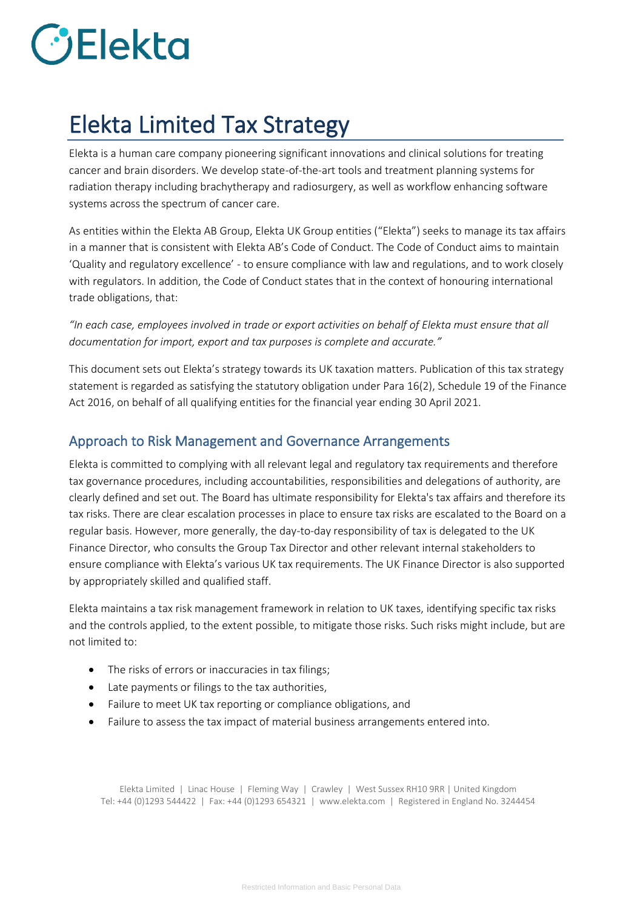# Elekta Limited Tax Strategy

Elekta is a human care company pioneering significant innovations and clinical solutions for treating cancer and brain disorders. We develop state-of-the-art tools and treatment planning systems for radiation therapy including brachytherapy and radiosurgery, as well as workflow enhancing software systems across the spectrum of cancer care.

As entities within the Elekta AB Group, Elekta UK Group entities ("Elekta") seeks to manage its tax affairs in a manner that is consistent with Elekta AB's Code of Conduct. The Code of Conduct aims to maintain 'Quality and regulatory excellence' - to ensure compliance with law and regulations, and to work closely with regulators. In addition, the Code of Conduct states that in the context of honouring international trade obligations, that:

*"In each case, employees involved in trade or export activities on behalf of Elekta must ensure that all documentation for import, export and tax purposes is complete and accurate."*

This document sets out Elekta's strategy towards its UK taxation matters. Publication of this tax strategy statement is regarded as satisfying the statutory obligation under Para 16(2), Schedule 19 of the Finance Act 2016, on behalf of all qualifying entities for the financial year ending 30 April 2021.

## Approach to Risk Management and Governance Arrangements

Elekta is committed to complying with all relevant legal and regulatory tax requirements and therefore tax governance procedures, including accountabilities, responsibilities and delegations of authority, are clearly defined and set out. The Board has ultimate responsibility for Elekta's tax affairs and therefore its tax risks. There are clear escalation processes in place to ensure tax risks are escalated to the Board on a regular basis. However, more generally, the day-to-day responsibility of tax is delegated to the UK Finance Director, who consults the Group Tax Director and other relevant internal stakeholders to ensure compliance with Elekta's various UK tax requirements. The UK Finance Director is also supported by appropriately skilled and qualified staff.

Elekta maintains a tax risk management framework in relation to UK taxes, identifying specific tax risks and the controls applied, to the extent possible, to mitigate those risks. Such risks might include, but are not limited to:

- The risks of errors or inaccuracies in tax filings;
- Late payments or filings to the tax authorities,
- Failure to meet UK tax reporting or compliance obligations, and
- Failure to assess the tax impact of material business arrangements entered into.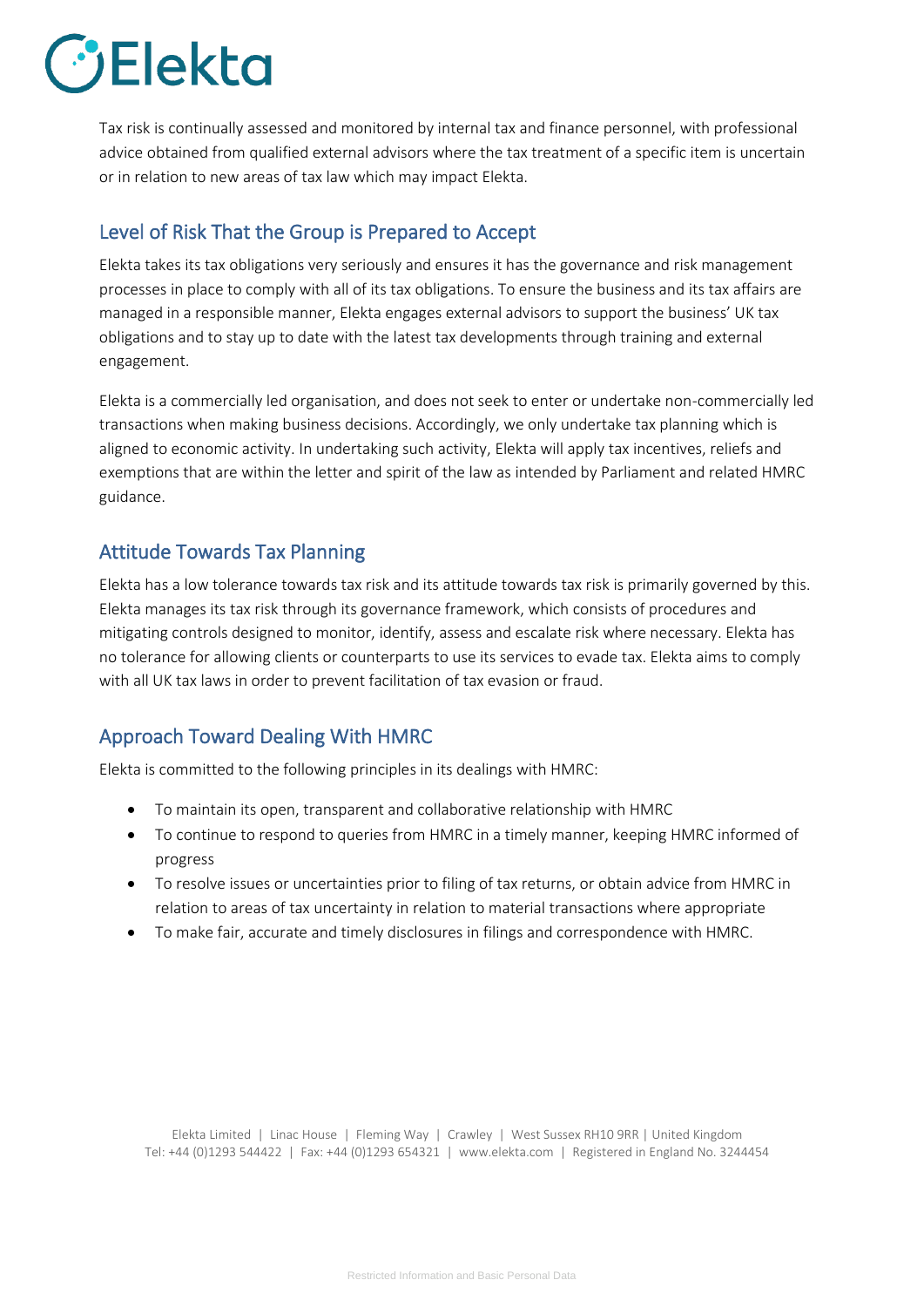Tax risk is continually assessed and monitored by internal tax and finance personnel, with professional advice obtained from qualified external advisors where the tax treatment of a specific item is uncertain or in relation to new areas of tax law which may impact Elekta.

## Level of Risk That the Group is Prepared to Accept

Elekta takes its tax obligations very seriously and ensures it has the governance and risk management processes in place to comply with all of its tax obligations. To ensure the business and its tax affairs are managed in a responsible manner, Elekta engages external advisors to support the business' UK tax obligations and to stay up to date with the latest tax developments through training and external engagement.

Elekta is a commercially led organisation, and does not seek to enter or undertake non-commercially led transactions when making business decisions. Accordingly, we only undertake tax planning which is aligned to economic activity. In undertaking such activity, Elekta will apply tax incentives, reliefs and exemptions that are within the letter and spirit of the law as intended by Parliament and related HMRC guidance.

## Attitude Towards Tax Planning

Elekta has a low tolerance towards tax risk and its attitude towards tax risk is primarily governed by this. Elekta manages its tax risk through its governance framework, which consists of procedures and mitigating controls designed to monitor, identify, assess and escalate risk where necessary. Elekta has no tolerance for allowing clients or counterparts to use its services to evade tax. Elekta aims to comply with all UK tax laws in order to prevent facilitation of tax evasion or fraud.

## Approach Toward Dealing With HMRC

Elekta is committed to the following principles in its dealings with HMRC:

- To maintain its open, transparent and collaborative relationship with HMRC
- To continue to respond to queries from HMRC in a timely manner, keeping HMRC informed of progress
- To resolve issues or uncertainties prior to filing of tax returns, or obtain advice from HMRC in relation to areas of tax uncertainty in relation to material transactions where appropriate
- To make fair, accurate and timely disclosures in filings and correspondence with HMRC.